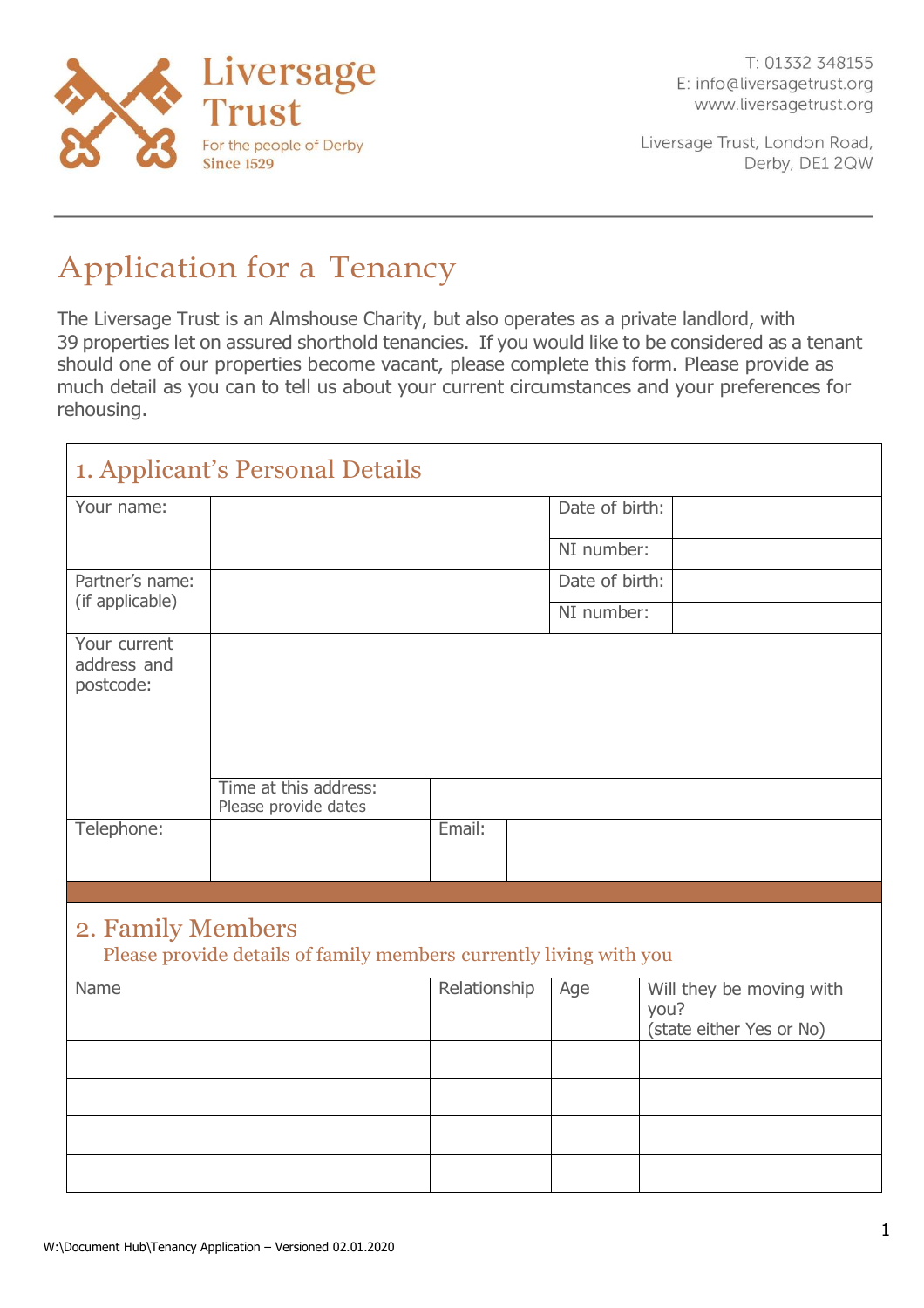Liversage Trust
For the people of Derby
Since 1529

T: 01332 348155
E: info@liversagetrust.org
www.liversagetrust.org

Liversage Trust, London Road,
Derby, DE1 2QW

# Application for a Tenancy

The Liversage Trust is an Almshouse Charity, but also operates as a private landlord, with 39 properties let on assured shorthold tenancies. If you would like to be considered as a tenant should one of our properties become vacant, please complete this form. Please provide as much detail as you can to tell us about your current circumstances and your preferences for rehousing.

## 1. Applicant's Personal Details

| | | | |
|---|---|---|---|
| Your name: | | Date of birth: | |
| | | NI number: | |
| Partner's name: (if applicable) | | Date of birth: | |
| | | NI number: | |
| Your current address and postcode: | | | |
| | Time at this address: Please provide dates | | |
| Telephone: | | Email: | |

## 2. Family Members

Please provide details of family members currently living with you

| Name | Relationship | Age | Will they be moving with you? (state either Yes or No) |
|---|---|---|---|
| | | | |
| | | | |
| | | | |
| | | | |

W:\Document Hub\Tenancy Application – Versioned 02.01.2020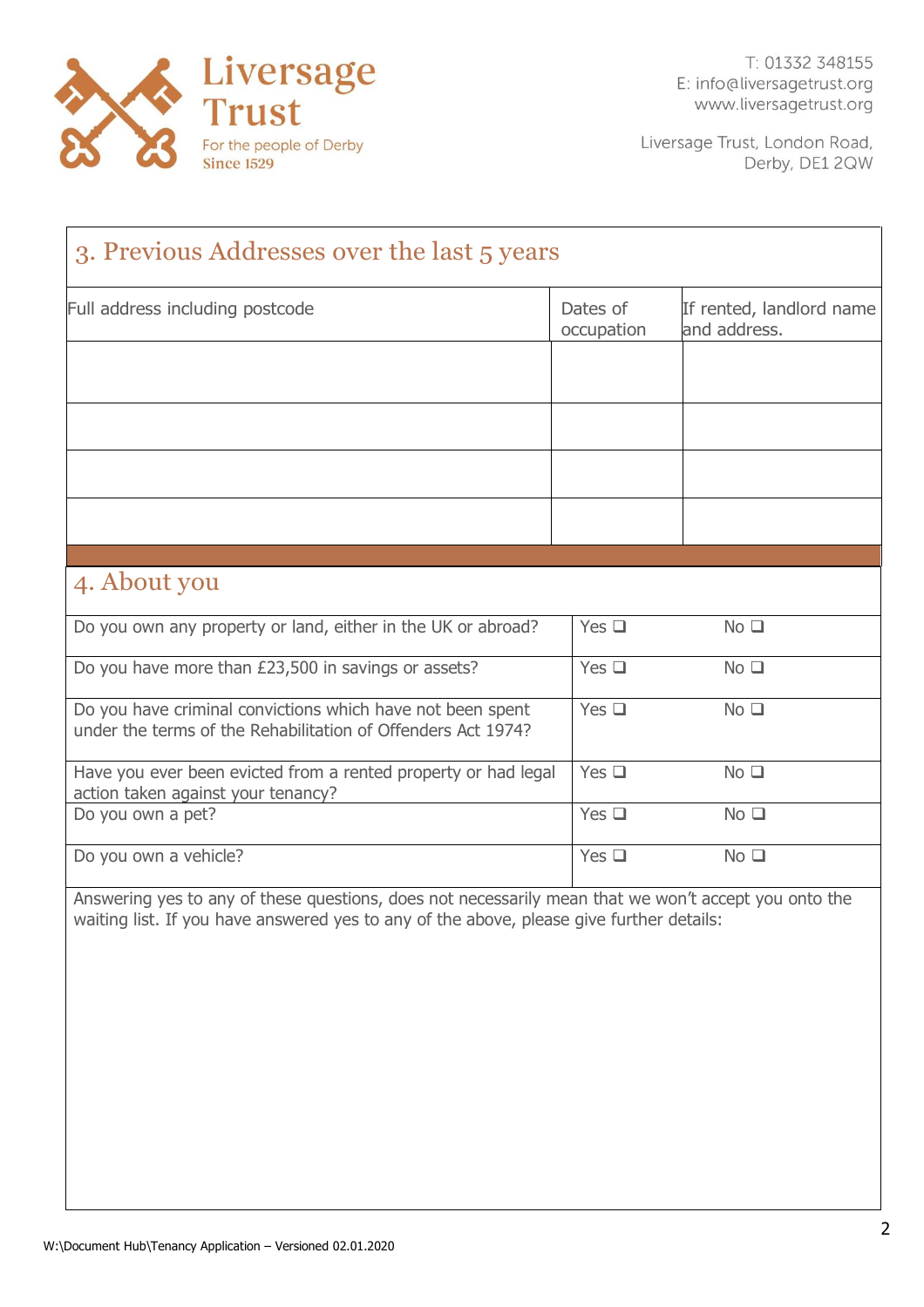## 3. Previous Addresses over the last 5 years

| Full address including postcode | Dates of occupation | If rented, landlord name and address. |
|---|---|---|
| | | |
| | | |
| | | |
| | | |

## 4. About you

| | | |
|---|---|---|
| Do you own any property or land, either in the UK or abroad? | Yes ❑ | No ❑ |
| Do you have more than £23,500 in savings or assets? | Yes ❑ | No ❑ |
| Do you have criminal convictions which have not been spent under the terms of the Rehabilitation of Offenders Act 1974? | Yes ❑ | No ❑ |
| Have you ever been evicted from a rented property or had legal action taken against your tenancy? | Yes ❑ | No ❑ |
| Do you own a pet? | Yes ❑ | No ❑ |
| Do you own a vehicle? | Yes ❑ | No ❑ |

Answering yes to any of these questions, does not necessarily mean that we won't accept you onto the waiting list. If you have answered yes to any of the above, please give further details: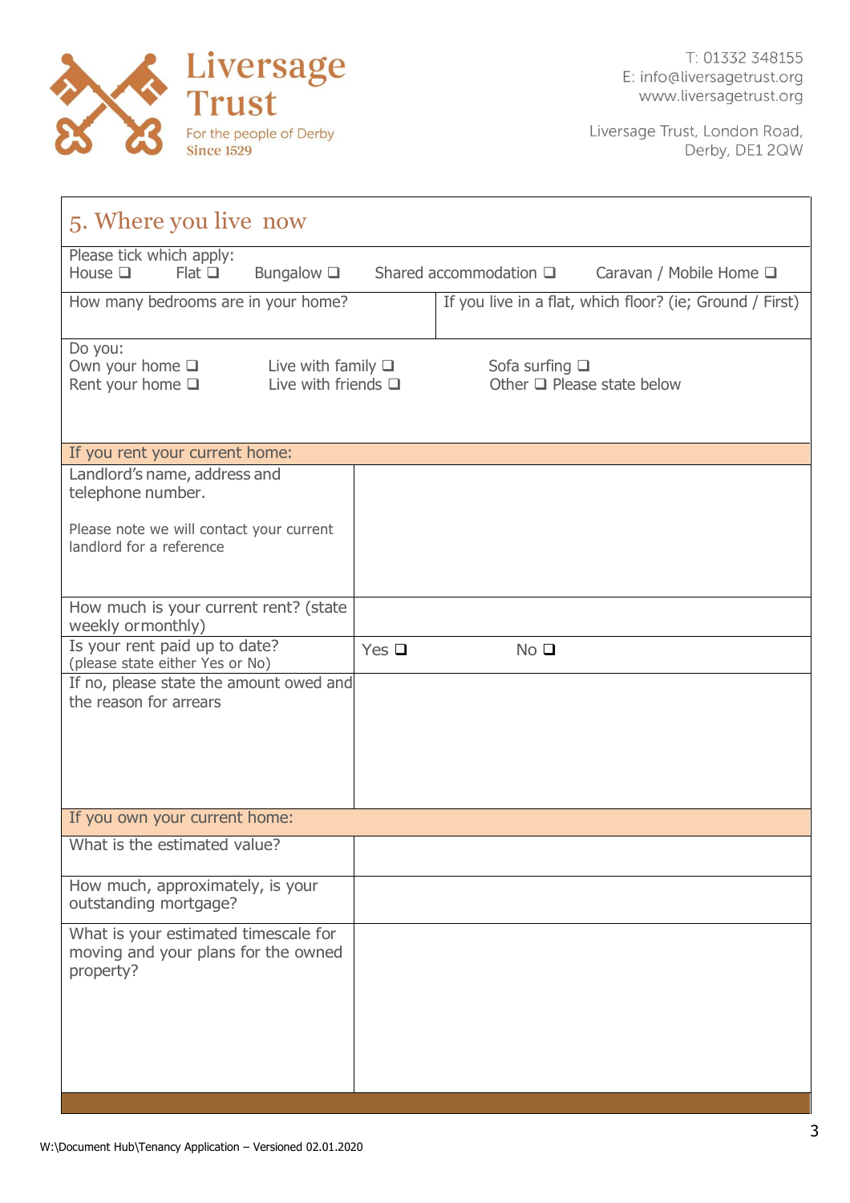Liversage Trust
For the people of Derby
Since 1529

T: 01332 348155
E: info@liversagetrust.org
www.liversagetrust.org

Liversage Trust, London Road,
Derby, DE1 2QW

## 5. Where you live now

Please tick which apply:
House ❑ Flat ❑ Bungalow ❑ Shared accommodation ❑ Caravan / Mobile Home ❑

| How many bedrooms are in your home? | If you live in a flat, which floor? (ie; Ground / First) |
|---|---|
| | |

Do you:
Own your home ❑ Live with family ❑ Sofa surfing ❑
Rent your home ❑ Live with friends ❑ Other ❑ Please state below

| If you rent your current home: | |
|---|---|
| Landlord's name, address and telephone number.<br><br>Please note we will contact your current landlord for a reference | |
| How much is your current rent? (state weekly or monthly) | |
| Is your rent paid up to date? (please state either Yes or No) | Yes ❑ No ❑ |
| If no, please state the amount owed and the reason for arrears | |

| If you own your current home: | |
|---|---|
| What is the estimated value? | |
| How much, approximately, is your outstanding mortgage? | |
| What is your estimated timescale for moving and your plans for the owned property? | |

W:\Document Hub\Tenancy Application – Versioned 02.01.2020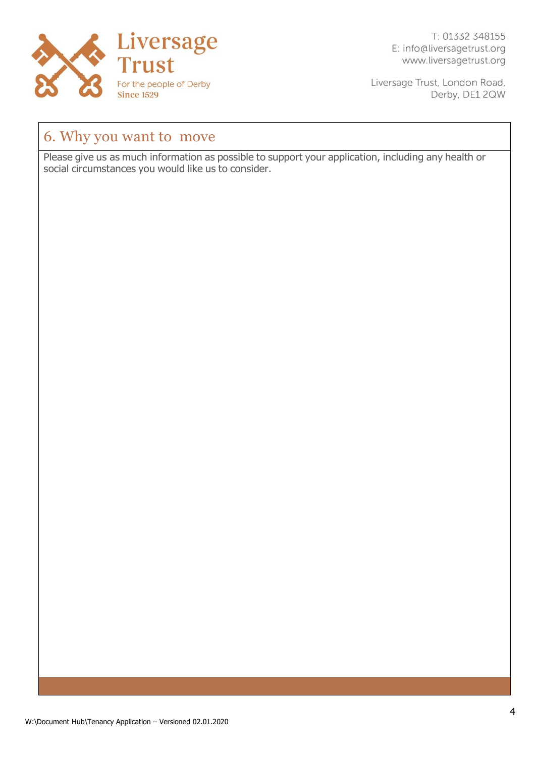Liversage Trust
For the people of Derby
Since 1529

T: 01332 348155
E: info@liversagetrust.org
www.liversagetrust.org

Liversage Trust, London Road,
Derby, DE1 2QW

## 6. Why you want to move

Please give us as much information as possible to support your application, including any health or social circumstances you would like us to consider.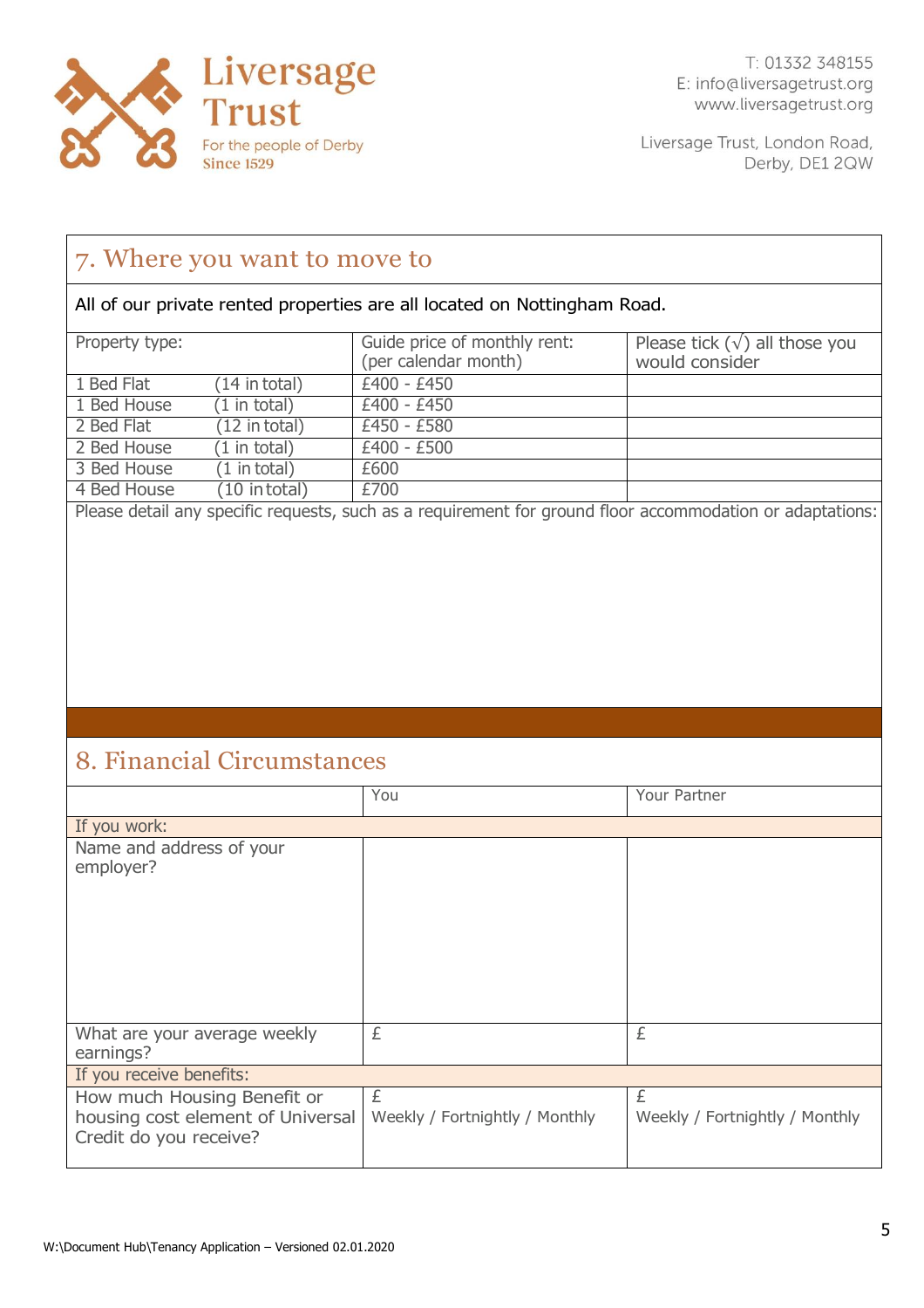Liversage Trust
For the people of Derby
Since 1529

T: 01332 348155
E: info@liversagetrust.org
www.liversagetrust.org

Liversage Trust, London Road,
Derby, DE1 2QW

## 7. Where you want to move to

All of our private rented properties are all located on Nottingham Road.

| Property type: | Guide price of monthly rent: (per calendar month) | Please tick (√) all those you would consider |
|---|---|---|
| 1 Bed Flat (14 in total) | £400 - £450 | |
| 1 Bed House (1 in total) | £400 - £450 | |
| 2 Bed Flat (12 in total) | £450 - £580 | |
| 2 Bed House (1 in total) | £400 - £500 | |
| 3 Bed House (1 in total) | £600 | |
| 4 Bed House (10 in total) | £700 | |

Please detail any specific requests, such as a requirement for ground floor accommodation or adaptations:

## 8. Financial Circumstances

| | You | Your Partner |
|---|---|---|
| **If you work:** | | |
| Name and address of your employer? | | |
| What are your average weekly earnings? | £ | £ |
| **If you receive benefits:** | | |
| How much Housing Benefit or housing cost element of Universal Credit do you receive? | £ Weekly / Fortnightly / Monthly | £ Weekly / Fortnightly / Monthly |

W:\Document Hub\Tenancy Application – Versioned 02.01.2020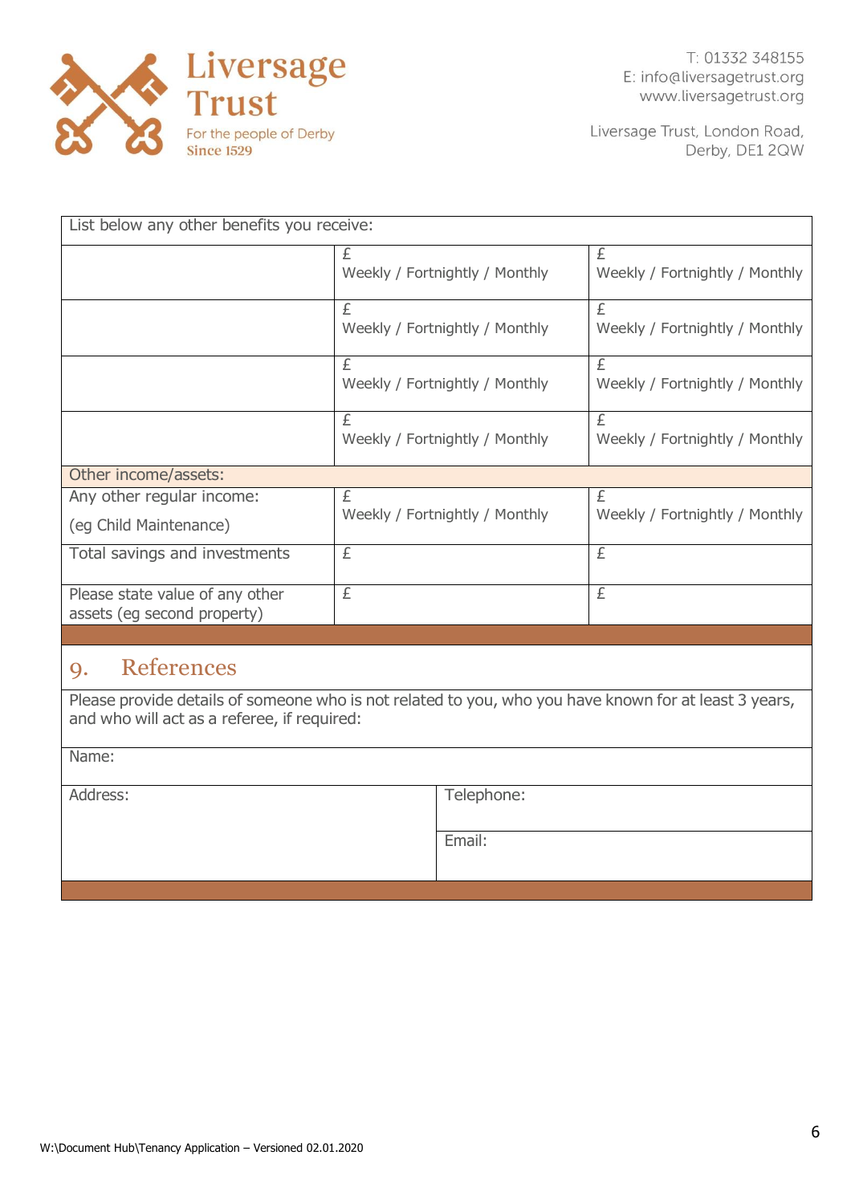Liversage Trust
For the people of Derby
Since 1529

T: 01332 348155
E: info@liversagetrust.org
www.liversagetrust.org

Liversage Trust, London Road,
Derby, DE1 2QW

| List below any other benefits you receive: | | |
|---|---|---|
| | £<br>Weekly / Fortnightly / Monthly | £<br>Weekly / Fortnightly / Monthly |
| | £<br>Weekly / Fortnightly / Monthly | £<br>Weekly / Fortnightly / Monthly |
| | £<br>Weekly / Fortnightly / Monthly | £<br>Weekly / Fortnightly / Monthly |
| | £<br>Weekly / Fortnightly / Monthly | £<br>Weekly / Fortnightly / Monthly |
| **Other income/assets:** | | |
| Any other regular income:<br>(eg Child Maintenance) | £<br>Weekly / Fortnightly / Monthly | £<br>Weekly / Fortnightly / Monthly |
| Total savings and investments | £ | £ |
| Please state value of any other assets (eg second property) | £ | £ |

## 9. References

Please provide details of someone who is not related to you, who you have known for at least 3 years, and who will act as a referee, if required:

| Name: | |
|---|---|
| Address: | Telephone: |
| | Email: |

W:\Document Hub\Tenancy Application – Versioned 02.01.2020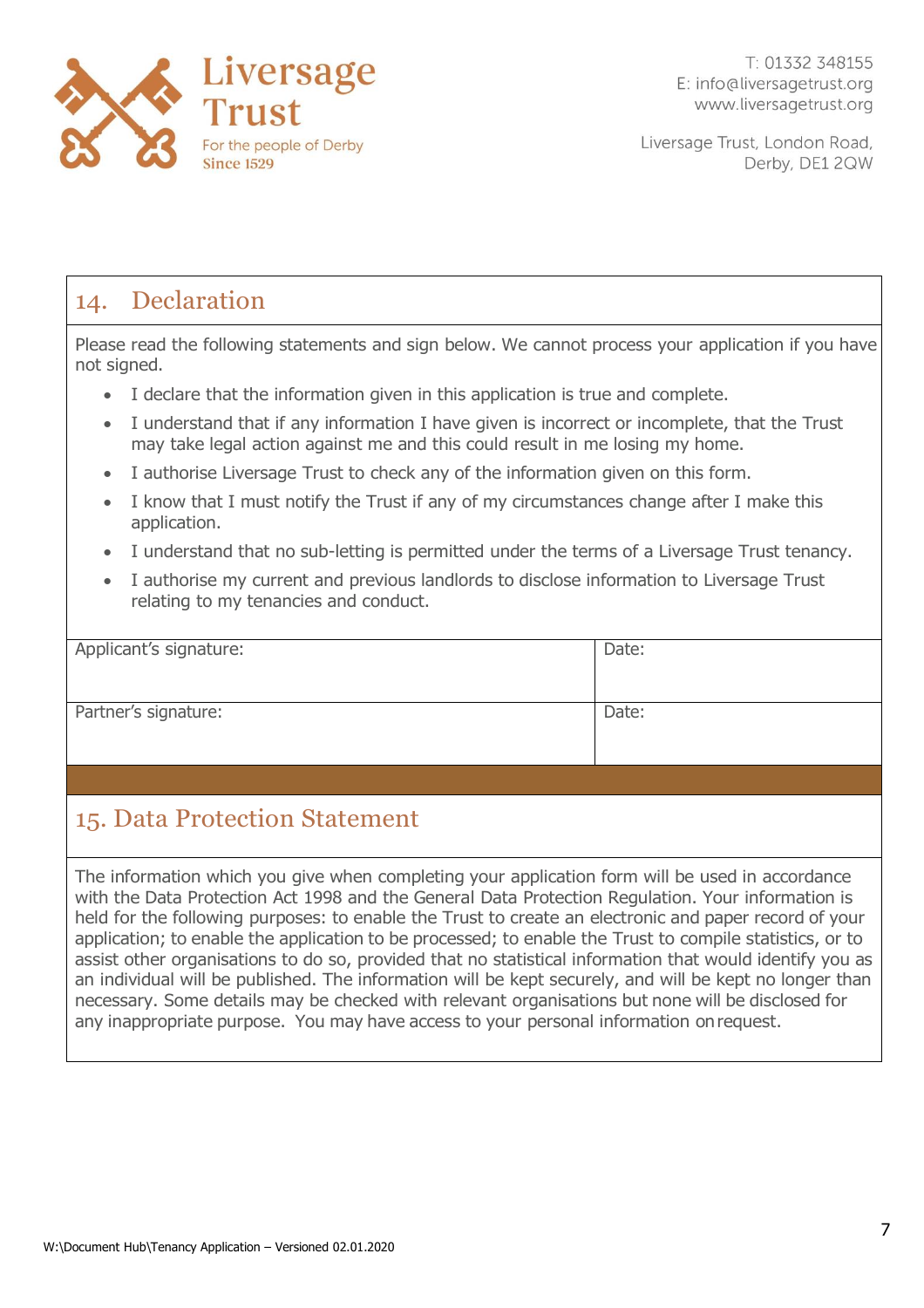# Liversage Trust

For the people of Derby
Since 1529

T: 01332 348155
E: info@liversagetrust.org
www.liversagetrust.org

Liversage Trust, London Road,
Derby, DE1 2QW

## 14. Declaration

Please read the following statements and sign below. We cannot process your application if you have not signed.

- I declare that the information given in this application is true and complete.
- I understand that if any information I have given is incorrect or incomplete, that the Trust may take legal action against me and this could result in me losing my home.
- I authorise Liversage Trust to check any of the information given on this form.
- I know that I must notify the Trust if any of my circumstances change after I make this application.
- I understand that no sub-letting is permitted under the terms of a Liversage Trust tenancy.
- I authorise my current and previous landlords to disclose information to Liversage Trust relating to my tenancies and conduct.

| Applicant's signature: | Date: |
|---|---|
| Partner's signature: | Date: |

## 15. Data Protection Statement

The information which you give when completing your application form will be used in accordance with the Data Protection Act 1998 and the General Data Protection Regulation. Your information is held for the following purposes: to enable the Trust to create an electronic and paper record of your application; to enable the application to be processed; to enable the Trust to compile statistics, or to assist other organisations to do so, provided that no statistical information that would identify you as an individual will be published. The information will be kept securely, and will be kept no longer than necessary. Some details may be checked with relevant organisations but none will be disclosed for any inappropriate purpose. You may have access to your personal information on request.

W:\Document Hub\Tenancy Application – Versioned 02.01.2020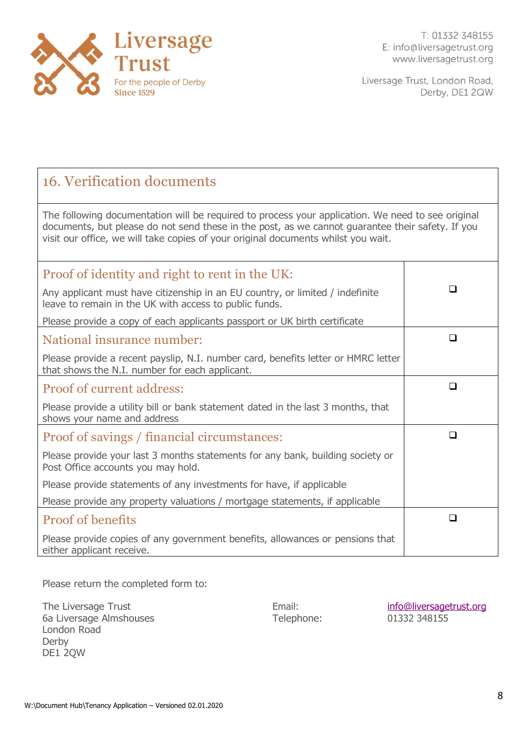Liversage Trust
For the people of Derby
Since 1529

T: 01332 348155
E: info@liversagetrust.org
www.liversagetrust.org

Liversage Trust, London Road,
Derby, DE1 2QW

## 16. Verification documents

The following documentation will be required to process your application. We need to see original documents, but please do not send these in the post, as we cannot guarantee their safety. If you visit our office, we will take copies of your original documents whilst you wait.

| | |
|---|---|
| **Proof of identity and right to rent in the UK:**<br>Any applicant must have citizenship in an EU country, or limited / indefinite leave to remain in the UK with access to public funds.<br>Please provide a copy of each applicants passport or UK birth certificate | ❑ |
| **National insurance number:**<br>Please provide a recent payslip, N.I. number card, benefits letter or HMRC letter that shows the N.I. number for each applicant. | ❑ |
| **Proof of current address:**<br>Please provide a utility bill or bank statement dated in the last 3 months, that shows your name and address | ❑ |
| **Proof of savings / financial circumstances:**<br>Please provide your last 3 months statements for any bank, building society or Post Office accounts you may hold.<br>Please provide statements of any investments for have, if applicable<br>Please provide any property valuations / mortgage statements, if applicable | ❑ |
| **Proof of benefits**<br>Please provide copies of any government benefits, allowances or pensions that either applicant receive. | ❑ |

Please return the completed form to:

The Liversage Trust
6a Liversage Almshouses
London Road
Derby
DE1 2QW

Email: info@liversagetrust.org
Telephone: 01332 348155

W:\Document Hub\Tenancy Application – Versioned 02.01.2020